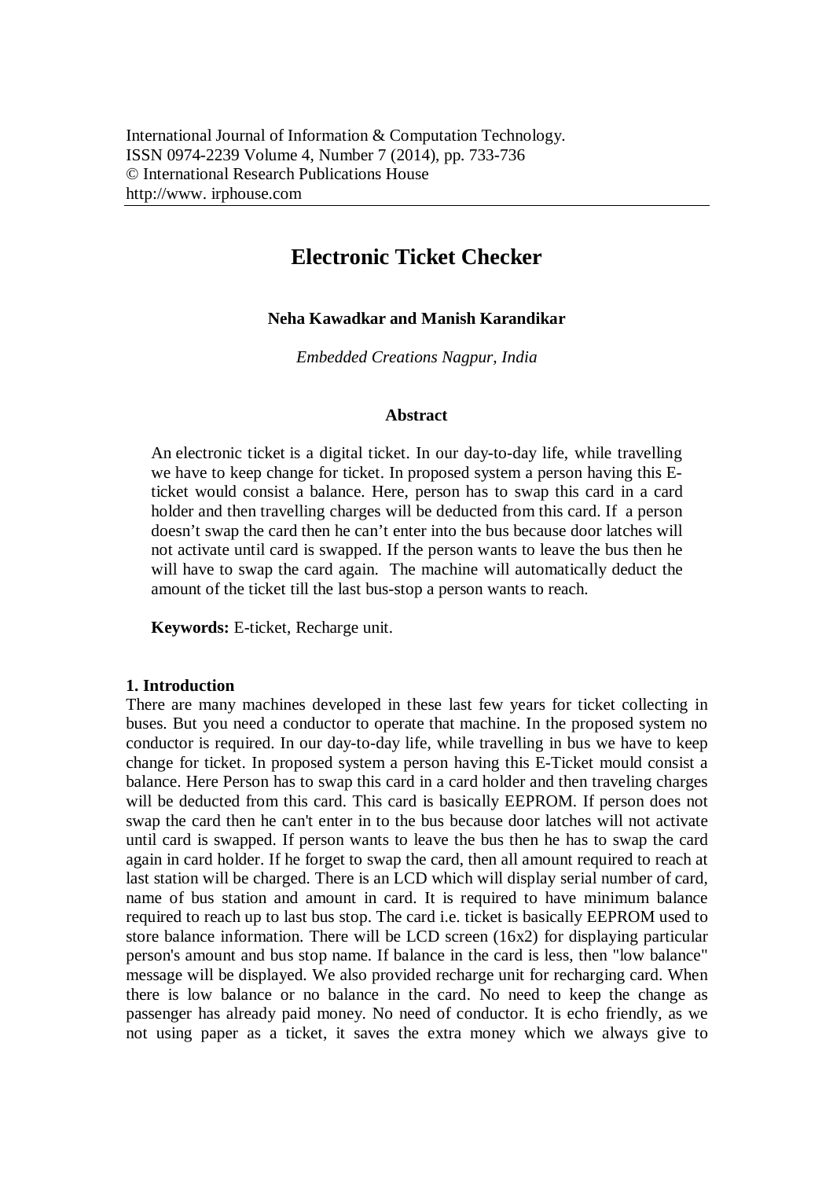# Electronic Ticket Checker

**Neha Kawadkar and Manish Karandikar**

*Embedded Creations Nagpur, India*

## Abstract

An electronic ticket is a digital ticket. In our day-to-day life, while travelling we have to keep change for ticket. In proposed system a person having this E-ticket would consist a balance. Here, person has to swap this card in a card holder and then travelling charges will be deducted from this card. If a person doesn't swap the card then he can't enter into the bus because door latches will not activate until card is swapped. If the person wants to leave the bus then he will have to swap the card again. The machine will automatically deduct the amount of the ticket till the last bus-stop a person wants to reach.

**Keywords:** E-ticket, Recharge unit.

## 1. Introduction

There are many machines developed in these last few years for ticket collecting in buses. But you need a conductor to operate that machine. In the proposed system no conductor is required. In our day-to-day life, while travelling in bus we have to keep change for ticket. In proposed system a person having this E-Ticket mould consist a balance. Here Person has to swap this card in a card holder and then traveling charges will be deducted from this card. This card is basically EEPROM. If person does not swap the card then he can't enter in to the bus because door latches will not activate until card is swapped. If person wants to leave the bus then he has to swap the card again in card holder. If he forget to swap the card, then all amount required to reach at last station will be charged. There is an LCD which will display serial number of card, name of bus station and amount in card. It is required to have minimum balance required to reach up to last bus stop. The card i.e. ticket is basically EEPROM used to store balance information. There will be LCD screen (16x2) for displaying particular person's amount and bus stop name. If balance in the card is less, then "low balance" message will be displayed. We also provided recharge unit for recharging card. When there is low balance or no balance in the card. No need to keep the change as passenger has already paid money. No need of conductor. It is echo friendly, as we not using paper as a ticket, it saves the extra money which we always give to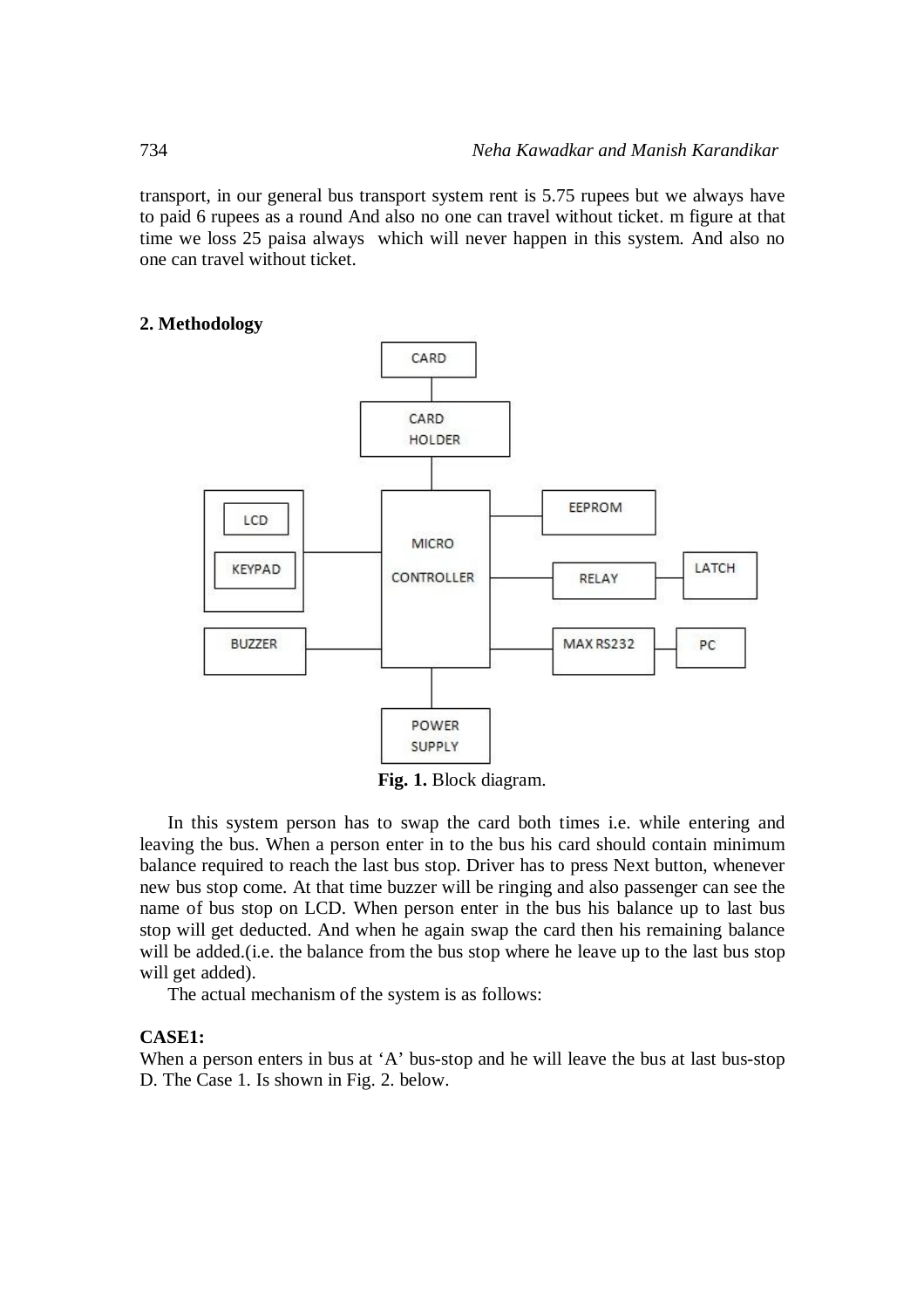transport, in our general bus transport system rent is 5.75 rupees but we always have to paid 6 rupees as a round And also no one can travel without ticket. m figure at that time we loss 25 paisa always which will never happen in this system. And also no one can travel without ticket.

## 2. Methodology

**Fig. 1.** Block diagram.

In this system person has to swap the card both times i.e. while entering and leaving the bus. When a person enter in to the bus his card should contain minimum balance required to reach the last bus stop. Driver has to press Next button, whenever new bus stop come. At that time buzzer will be ringing and also passenger can see the name of bus stop on LCD. When person enter in the bus his balance up to last bus stop will get deducted. And when he again swap the card then his remaining balance will be added.(i.e. the balance from the bus stop where he leave up to the last bus stop will get added).

The actual mechanism of the system is as follows:

**CASE1:**

When a person enters in bus at 'A' bus-stop and he will leave the bus at last bus-stop D. The Case 1. Is shown in Fig. 2. below.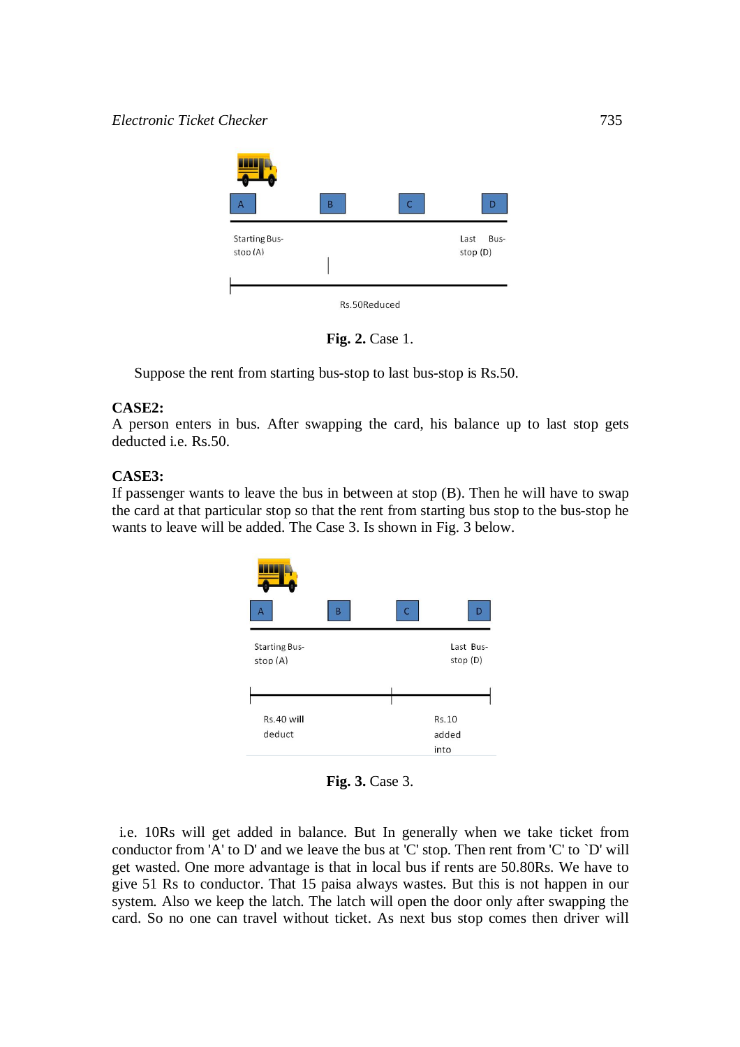Starting Bus-stop (A)

Last Bus-stop (D)

Rs.50Reduced

**Fig. 2.** Case 1.

Suppose the rent from starting bus-stop to last bus-stop is Rs.50.

**CASE2:**

A person enters in bus. After swapping the card, his balance up to last stop gets deducted i.e. Rs.50.

**CASE3:**

If passenger wants to leave the bus in between at stop (B). Then he will have to swap the card at that particular stop so that the rent from starting bus stop to the bus-stop he wants to leave will be added. The Case 3. Is shown in Fig. 3 below.

Starting Bus-stop (A)

Last Bus-stop (D)

Rs.40 will deduct

Rs.10 added into

**Fig. 3.** Case 3.

i.e. 10Rs will get added in balance. But In generally when we take ticket from conductor from 'A' to D' and we leave the bus at 'C' stop. Then rent from 'C' to `D' will get wasted. One more advantage is that in local bus if rents are 50.80Rs. We have to give 51 Rs to conductor. That 15 paisa always wastes. But this is not happen in our system. Also we keep the latch. The latch will open the door only after swapping the card. So no one can travel without ticket. As next bus stop comes then driver will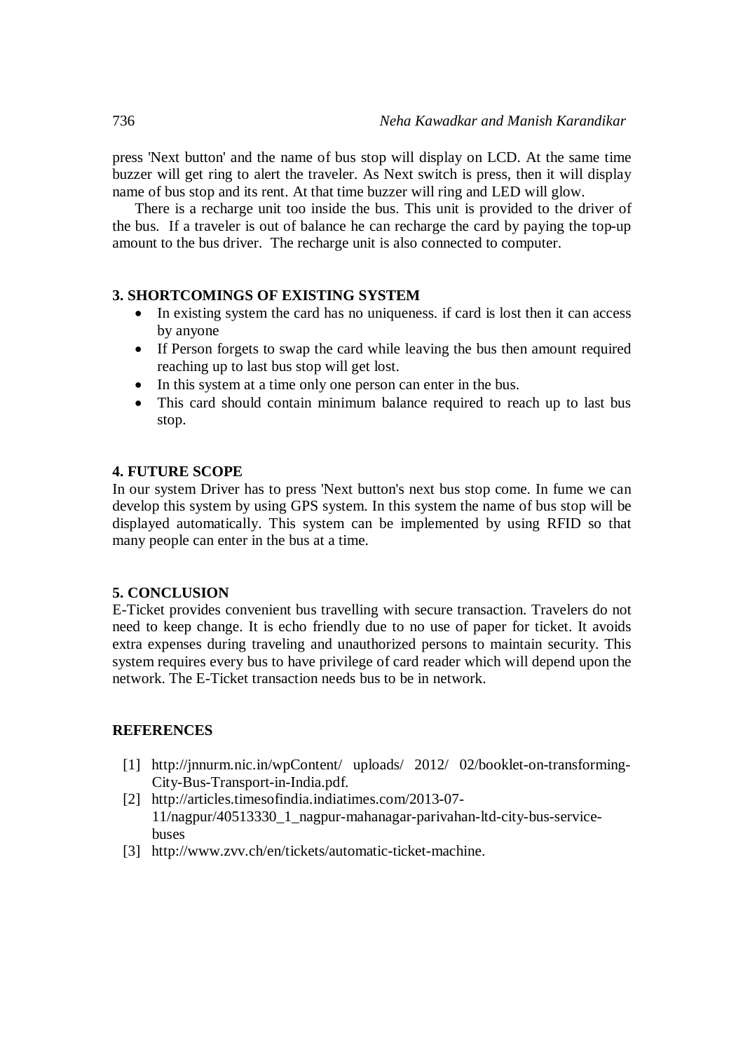press 'Next button' and the name of bus stop will display on LCD. At the same time buzzer will get ring to alert the traveler. As Next switch is press, then it will display name of bus stop and its rent. At that time buzzer will ring and LED will glow.

There is a recharge unit too inside the bus. This unit is provided to the driver of the bus. If a traveler is out of balance he can recharge the card by paying the top-up amount to the bus driver. The recharge unit is also connected to computer.

## 3. SHORTCOMINGS OF EXISTING SYSTEM

- In existing system the card has no uniqueness. if card is lost then it can access by anyone
- If Person forgets to swap the card while leaving the bus then amount required reaching up to last bus stop will get lost.
- In this system at a time only one person can enter in the bus.
- This card should contain minimum balance required to reach up to last bus stop.

## 4. FUTURE SCOPE

In our system Driver has to press 'Next button's next bus stop come. In fume we can develop this system by using GPS system. In this system the name of bus stop will be displayed automatically. This system can be implemented by using RFID so that many people can enter in the bus at a time.

## 5. CONCLUSION

E-Ticket provides convenient bus travelling with secure transaction. Travelers do not need to keep change. It is echo friendly due to no use of paper for ticket. It avoids extra expenses during traveling and unauthorized persons to maintain security. This system requires every bus to have privilege of card reader which will depend upon the network. The E-Ticket transaction needs bus to be in network.

## REFERENCES

[1] http://jnnurm.nic.in/wpContent/ uploads/ 2012/ 02/booklet-on-transforming-City-Bus-Transport-in-India.pdf.

[2] http://articles.timesofindia.indiatimes.com/2013-07-11/nagpur/40513330_1_nagpur-mahanagar-parivahan-ltd-city-bus-service-buses

[3] http://www.zvv.ch/en/tickets/automatic-ticket-machine.